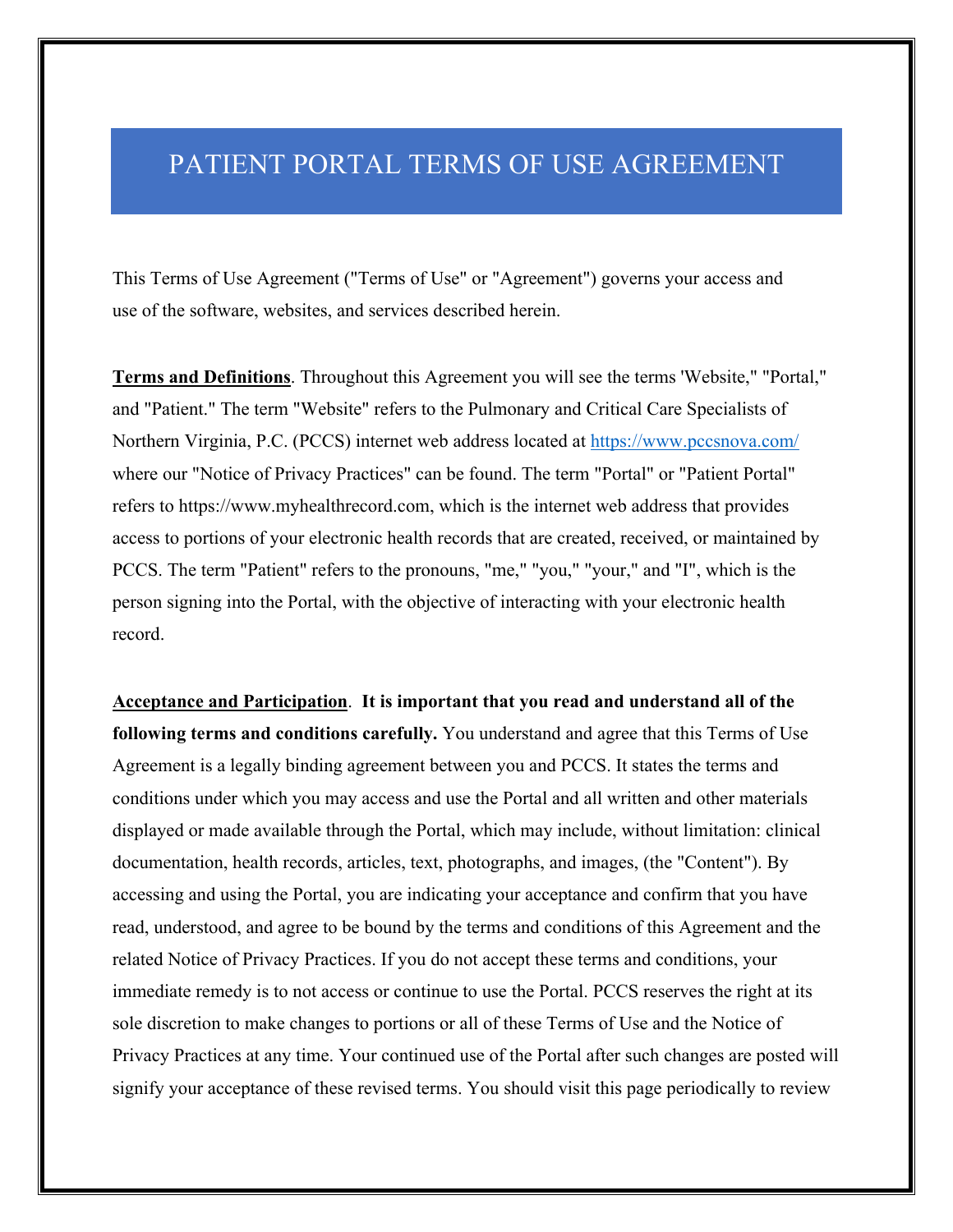# PATIENT PORTAL TERMS OF USE AGREEMENT

This Terms of Use Agreement ("Terms of Use" or "Agreement") governs your access and use of the software, websites, and services described herein.

**Terms and Definitions**. Throughout this Agreement you will see the terms 'Website," "Portal," and "Patient." The term "Website" refers to the Pulmonary and Critical Care Specialists of Northern Virginia, P.C. (PCCS) internet web address located at https://www.pccsnova.com/ where our "Notice of Privacy Practices" can be found. The term "Portal" or "Patient Portal" refers to https://www.myhealthrecord.com, which is the internet web address that provides access to portions of your electronic health records that are created, received, or maintained by PCCS. The term "Patient" refers to the pronouns, "me," "you," "your," and "I", which is the person signing into the Portal, with the objective of interacting with your electronic health record.

**Acceptance and Participation**. **It is important that you read and understand all of the following terms and conditions carefully.** You understand and agree that this Terms of Use Agreement is a legally binding agreement between you and PCCS. It states the terms and conditions under which you may access and use the Portal and all written and other materials displayed or made available through the Portal, which may include, without limitation: clinical documentation, health records, articles, text, photographs, and images, (the "Content"). By accessing and using the Portal, you are indicating your acceptance and confirm that you have read, understood, and agree to be bound by the terms and conditions of this Agreement and the related Notice of Privacy Practices. If you do not accept these terms and conditions, your immediate remedy is to not access or continue to use the Portal. PCCS reserves the right at its sole discretion to make changes to portions or all of these Terms of Use and the Notice of Privacy Practices at any time. Your continued use of the Portal after such changes are posted will signify your acceptance of these revised terms. You should visit this page periodically to review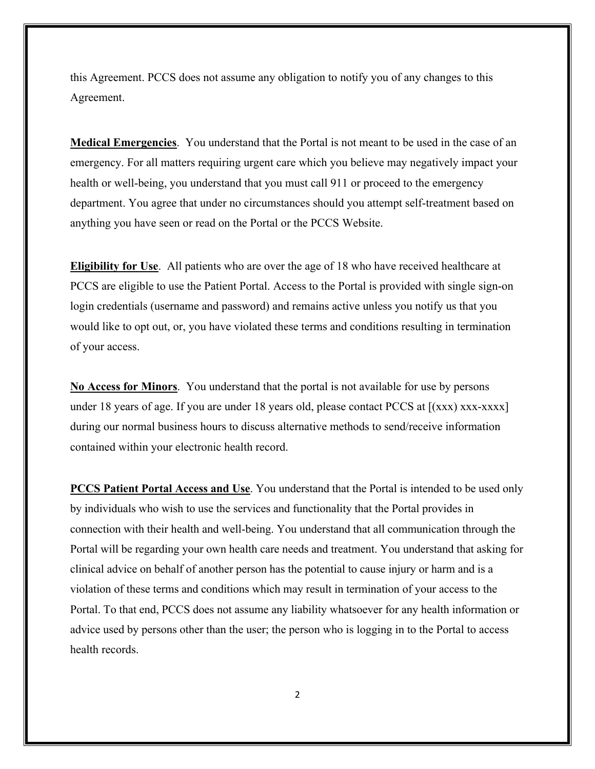this Agreement. PCCS does not assume any obligation to notify you of any changes to this Agreement.

**Medical Emergencies**. You understand that the Portal is not meant to be used in the case of an emergency. For all matters requiring urgent care which you believe may negatively impact your health or well-being, you understand that you must call 911 or proceed to the emergency department. You agree that under no circumstances should you attempt self-treatment based on anything you have seen or read on the Portal or the PCCS Website.

**Eligibility for Use**. All patients who are over the age of 18 who have received healthcare at PCCS are eligible to use the Patient Portal. Access to the Portal is provided with single sign-on login credentials (username and password) and remains active unless you notify us that you would like to opt out, or, you have violated these terms and conditions resulting in termination of your access.

**No Access for Minors**. You understand that the portal is not available for use by persons under 18 years of age. If you are under 18 years old, please contact PCCS at [(xxx) xxx-xxxx] during our normal business hours to discuss alternative methods to send/receive information contained within your electronic health record.

**PCCS Patient Portal Access and Use**. You understand that the Portal is intended to be used only by individuals who wish to use the services and functionality that the Portal provides in connection with their health and well-being. You understand that all communication through the Portal will be regarding your own health care needs and treatment. You understand that asking for clinical advice on behalf of another person has the potential to cause injury or harm and is a violation of these terms and conditions which may result in termination of your access to the Portal. To that end, PCCS does not assume any liability whatsoever for any health information or advice used by persons other than the user; the person who is logging in to the Portal to access health records.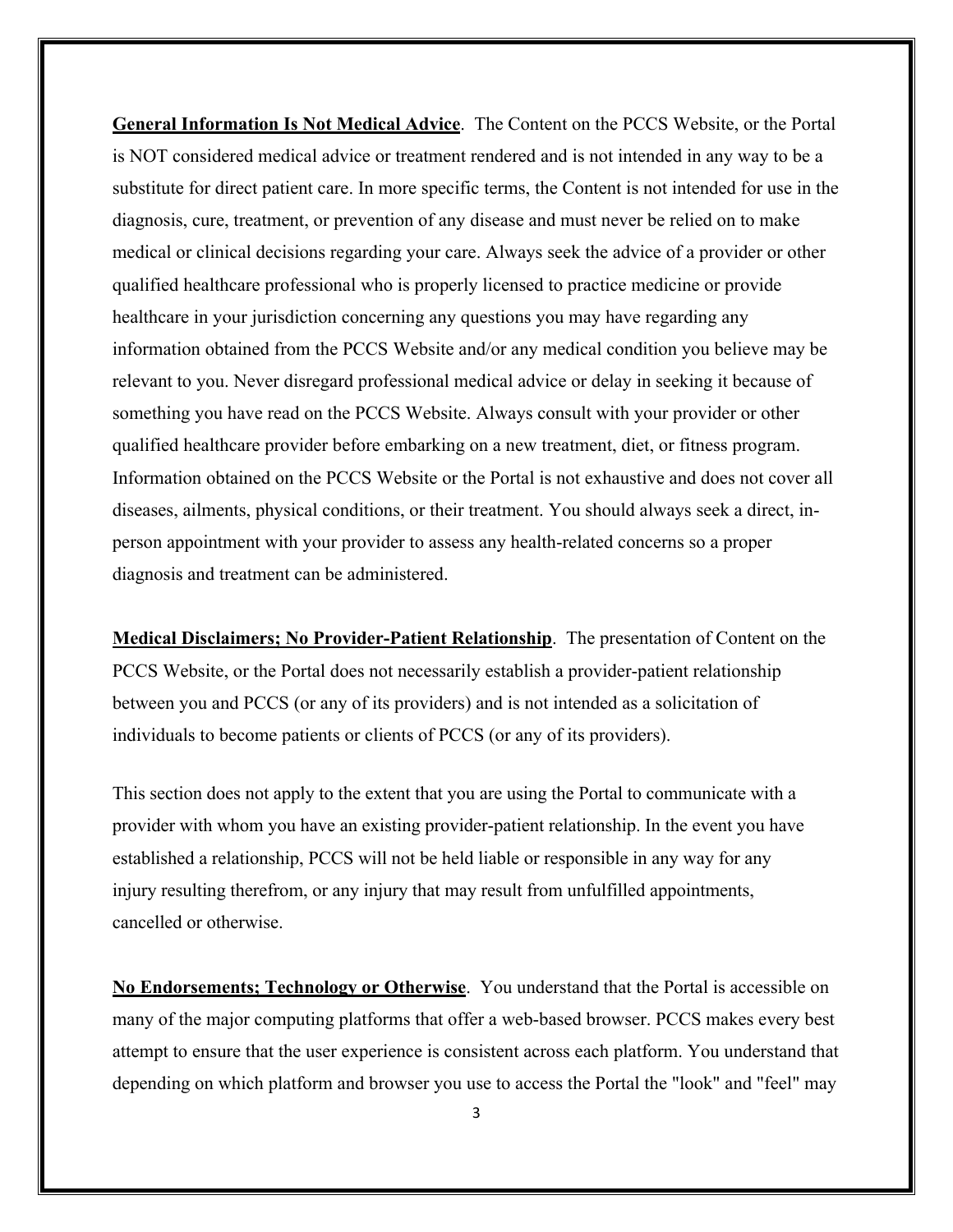**General Information Is Not Medical Advice**. The Content on the PCCS Website, or the Portal is NOT considered medical advice or treatment rendered and is not intended in any way to be a substitute for direct patient care. In more specific terms, the Content is not intended for use in the diagnosis, cure, treatment, or prevention of any disease and must never be relied on to make medical or clinical decisions regarding your care. Always seek the advice of a provider or other qualified healthcare professional who is properly licensed to practice medicine or provide healthcare in your jurisdiction concerning any questions you may have regarding any information obtained from the PCCS Website and/or any medical condition you believe may be relevant to you. Never disregard professional medical advice or delay in seeking it because of something you have read on the PCCS Website. Always consult with your provider or other qualified healthcare provider before embarking on a new treatment, diet, or fitness program. Information obtained on the PCCS Website or the Portal is not exhaustive and does not cover all diseases, ailments, physical conditions, or their treatment. You should always seek a direct, in-person appointment with your provider to assess any health-related concerns so a proper diagnosis and treatment can be administered.

**Medical Disclaimers; No Provider-Patient Relationship**. The presentation of Content on the PCCS Website, or the Portal does not necessarily establish a provider-patient relationship between you and PCCS (or any of its providers) and is not intended as a solicitation of individuals to become patients or clients of PCCS (or any of its providers).

This section does not apply to the extent that you are using the Portal to communicate with a provider with whom you have an existing provider-patient relationship. In the event you have established a relationship, PCCS will not be held liable or responsible in any way for any injury resulting therefrom, or any injury that may result from unfulfilled appointments, cancelled or otherwise.

**No Endorsements; Technology or Otherwise**. You understand that the Portal is accessible on many of the major computing platforms that offer a web-based browser. PCCS makes every best attempt to ensure that the user experience is consistent across each platform. You understand that depending on which platform and browser you use to access the Portal the "look" and "feel" may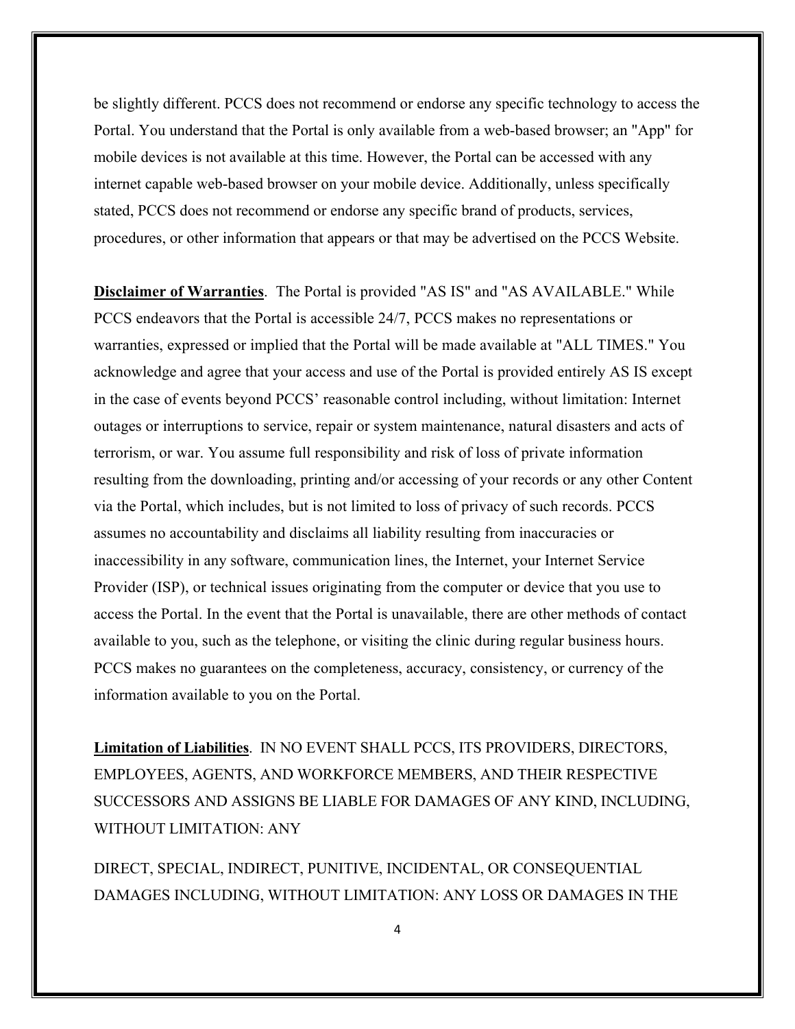be slightly different. PCCS does not recommend or endorse any specific technology to access the Portal. You understand that the Portal is only available from a web-based browser; an "App" for mobile devices is not available at this time. However, the Portal can be accessed with any internet capable web-based browser on your mobile device. Additionally, unless specifically stated, PCCS does not recommend or endorse any specific brand of products, services, procedures, or other information that appears or that may be advertised on the PCCS Website.

**Disclaimer of Warranties**. The Portal is provided "AS IS" and "AS AVAILABLE." While PCCS endeavors that the Portal is accessible 24/7, PCCS makes no representations or warranties, expressed or implied that the Portal will be made available at "ALL TIMES." You acknowledge and agree that your access and use of the Portal is provided entirely AS IS except in the case of events beyond PCCS' reasonable control including, without limitation: Internet outages or interruptions to service, repair or system maintenance, natural disasters and acts of terrorism, or war. You assume full responsibility and risk of loss of private information resulting from the downloading, printing and/or accessing of your records or any other Content via the Portal, which includes, but is not limited to loss of privacy of such records. PCCS assumes no accountability and disclaims all liability resulting from inaccuracies or inaccessibility in any software, communication lines, the Internet, your Internet Service Provider (ISP), or technical issues originating from the computer or device that you use to access the Portal. In the event that the Portal is unavailable, there are other methods of contact available to you, such as the telephone, or visiting the clinic during regular business hours. PCCS makes no guarantees on the completeness, accuracy, consistency, or currency of the information available to you on the Portal.

**Limitation of Liabilities**. IN NO EVENT SHALL PCCS, ITS PROVIDERS, DIRECTORS, EMPLOYEES, AGENTS, AND WORKFORCE MEMBERS, AND THEIR RESPECTIVE SUCCESSORS AND ASSIGNS BE LIABLE FOR DAMAGES OF ANY KIND, INCLUDING, WITHOUT LIMITATION: ANY

DIRECT, SPECIAL, INDIRECT, PUNITIVE, INCIDENTAL, OR CONSEQUENTIAL DAMAGES INCLUDING, WITHOUT LIMITATION: ANY LOSS OR DAMAGES IN THE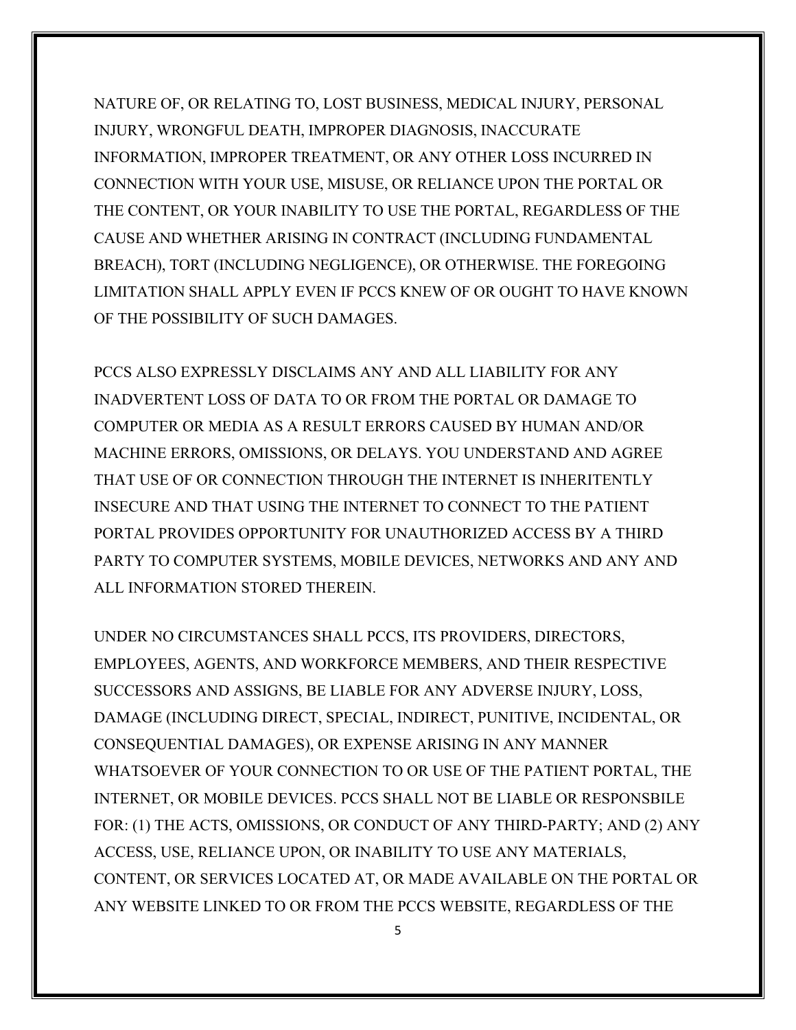NATURE OF, OR RELATING TO, LOST BUSINESS, MEDICAL INJURY, PERSONAL INJURY, WRONGFUL DEATH, IMPROPER DIAGNOSIS, INACCURATE INFORMATION, IMPROPER TREATMENT, OR ANY OTHER LOSS INCURRED IN CONNECTION WITH YOUR USE, MISUSE, OR RELIANCE UPON THE PORTAL OR THE CONTENT, OR YOUR INABILITY TO USE THE PORTAL, REGARDLESS OF THE CAUSE AND WHETHER ARISING IN CONTRACT (INCLUDING FUNDAMENTAL BREACH), TORT (INCLUDING NEGLIGENCE), OR OTHERWISE. THE FOREGOING LIMITATION SHALL APPLY EVEN IF PCCS KNEW OF OR OUGHT TO HAVE KNOWN OF THE POSSIBILITY OF SUCH DAMAGES.

PCCS ALSO EXPRESSLY DISCLAIMS ANY AND ALL LIABILITY FOR ANY INADVERTENT LOSS OF DATA TO OR FROM THE PORTAL OR DAMAGE TO COMPUTER OR MEDIA AS A RESULT ERRORS CAUSED BY HUMAN AND/OR MACHINE ERRORS, OMISSIONS, OR DELAYS. YOU UNDERSTAND AND AGREE THAT USE OF OR CONNECTION THROUGH THE INTERNET IS INHERITENTLY INSECURE AND THAT USING THE INTERNET TO CONNECT TO THE PATIENT PORTAL PROVIDES OPPORTUNITY FOR UNAUTHORIZED ACCESS BY A THIRD PARTY TO COMPUTER SYSTEMS, MOBILE DEVICES, NETWORKS AND ANY AND ALL INFORMATION STORED THEREIN.

UNDER NO CIRCUMSTANCES SHALL PCCS, ITS PROVIDERS, DIRECTORS, EMPLOYEES, AGENTS, AND WORKFORCE MEMBERS, AND THEIR RESPECTIVE SUCCESSORS AND ASSIGNS, BE LIABLE FOR ANY ADVERSE INJURY, LOSS, DAMAGE (INCLUDING DIRECT, SPECIAL, INDIRECT, PUNITIVE, INCIDENTAL, OR CONSEQUENTIAL DAMAGES), OR EXPENSE ARISING IN ANY MANNER WHATSOEVER OF YOUR CONNECTION TO OR USE OF THE PATIENT PORTAL, THE INTERNET, OR MOBILE DEVICES. PCCS SHALL NOT BE LIABLE OR RESPONSBILE FOR: (1) THE ACTS, OMISSIONS, OR CONDUCT OF ANY THIRD-PARTY; AND (2) ANY ACCESS, USE, RELIANCE UPON, OR INABILITY TO USE ANY MATERIALS, CONTENT, OR SERVICES LOCATED AT, OR MADE AVAILABLE ON THE PORTAL OR ANY WEBSITE LINKED TO OR FROM THE PCCS WEBSITE, REGARDLESS OF THE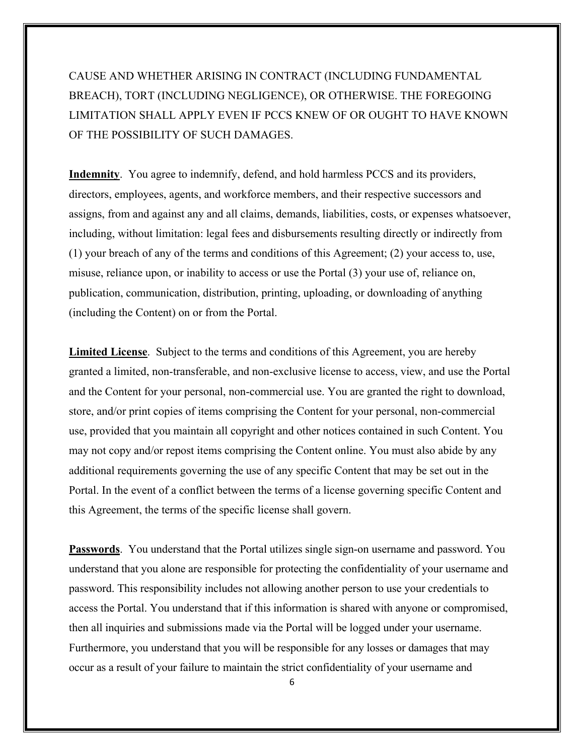CAUSE AND WHETHER ARISING IN CONTRACT (INCLUDING FUNDAMENTAL BREACH), TORT (INCLUDING NEGLIGENCE), OR OTHERWISE. THE FOREGOING LIMITATION SHALL APPLY EVEN IF PCCS KNEW OF OR OUGHT TO HAVE KNOWN OF THE POSSIBILITY OF SUCH DAMAGES.

**Indemnity**. You agree to indemnify, defend, and hold harmless PCCS and its providers, directors, employees, agents, and workforce members, and their respective successors and assigns, from and against any and all claims, demands, liabilities, costs, or expenses whatsoever, including, without limitation: legal fees and disbursements resulting directly or indirectly from (1) your breach of any of the terms and conditions of this Agreement; (2) your access to, use, misuse, reliance upon, or inability to access or use the Portal (3) your use of, reliance on, publication, communication, distribution, printing, uploading, or downloading of anything (including the Content) on or from the Portal.

**Limited License**. Subject to the terms and conditions of this Agreement, you are hereby granted a limited, non-transferable, and non-exclusive license to access, view, and use the Portal and the Content for your personal, non-commercial use. You are granted the right to download, store, and/or print copies of items comprising the Content for your personal, non-commercial use, provided that you maintain all copyright and other notices contained in such Content. You may not copy and/or repost items comprising the Content online. You must also abide by any additional requirements governing the use of any specific Content that may be set out in the Portal. In the event of a conflict between the terms of a license governing specific Content and this Agreement, the terms of the specific license shall govern.

**Passwords**. You understand that the Portal utilizes single sign-on username and password. You understand that you alone are responsible for protecting the confidentiality of your username and password. This responsibility includes not allowing another person to use your credentials to access the Portal. You understand that if this information is shared with anyone or compromised, then all inquiries and submissions made via the Portal will be logged under your username. Furthermore, you understand that you will be responsible for any losses or damages that may occur as a result of your failure to maintain the strict confidentiality of your username and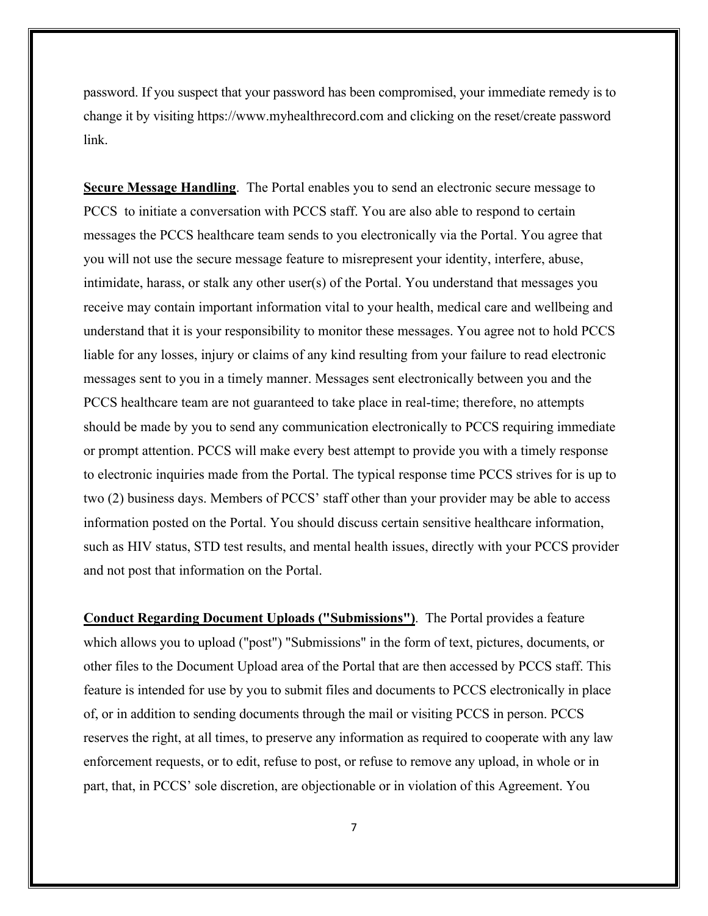password. If you suspect that your password has been compromised, your immediate remedy is to change it by visiting https://www.myhealthrecord.com and clicking on the reset/create password link.

**Secure Message Handling**. The Portal enables you to send an electronic secure message to PCCS to initiate a conversation with PCCS staff. You are also able to respond to certain messages the PCCS healthcare team sends to you electronically via the Portal. You agree that you will not use the secure message feature to misrepresent your identity, interfere, abuse, intimidate, harass, or stalk any other user(s) of the Portal. You understand that messages you receive may contain important information vital to your health, medical care and wellbeing and understand that it is your responsibility to monitor these messages. You agree not to hold PCCS liable for any losses, injury or claims of any kind resulting from your failure to read electronic messages sent to you in a timely manner. Messages sent electronically between you and the PCCS healthcare team are not guaranteed to take place in real-time; therefore, no attempts should be made by you to send any communication electronically to PCCS requiring immediate or prompt attention. PCCS will make every best attempt to provide you with a timely response to electronic inquiries made from the Portal. The typical response time PCCS strives for is up to two (2) business days. Members of PCCS' staff other than your provider may be able to access information posted on the Portal. You should discuss certain sensitive healthcare information, such as HIV status, STD test results, and mental health issues, directly with your PCCS provider and not post that information on the Portal.

**Conduct Regarding Document Uploads ("Submissions")**. The Portal provides a feature which allows you to upload ("post") "Submissions" in the form of text, pictures, documents, or other files to the Document Upload area of the Portal that are then accessed by PCCS staff. This feature is intended for use by you to submit files and documents to PCCS electronically in place of, or in addition to sending documents through the mail or visiting PCCS in person. PCCS reserves the right, at all times, to preserve any information as required to cooperate with any law enforcement requests, or to edit, refuse to post, or refuse to remove any upload, in whole or in part, that, in PCCS' sole discretion, are objectionable or in violation of this Agreement. You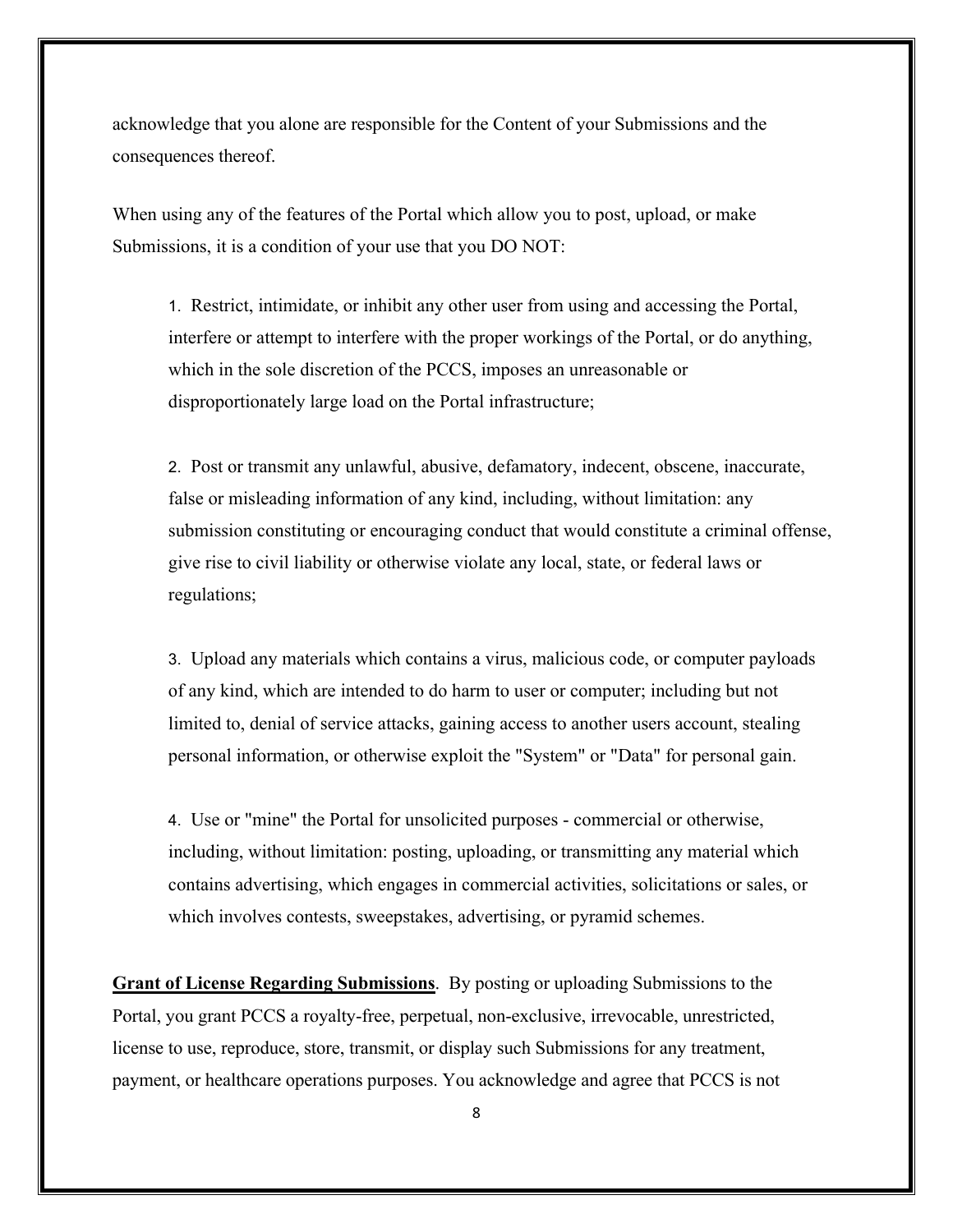acknowledge that you alone are responsible for the Content of your Submissions and the consequences thereof.

When using any of the features of the Portal which allow you to post, upload, or make Submissions, it is a condition of your use that you DO NOT:

1. Restrict, intimidate, or inhibit any other user from using and accessing the Portal, interfere or attempt to interfere with the proper workings of the Portal, or do anything, which in the sole discretion of the PCCS, imposes an unreasonable or disproportionately large load on the Portal infrastructure;

2. Post or transmit any unlawful, abusive, defamatory, indecent, obscene, inaccurate, false or misleading information of any kind, including, without limitation: any submission constituting or encouraging conduct that would constitute a criminal offense, give rise to civil liability or otherwise violate any local, state, or federal laws or regulations;

3. Upload any materials which contains a virus, malicious code, or computer payloads of any kind, which are intended to do harm to user or computer; including but not limited to, denial of service attacks, gaining access to another users account, stealing personal information, or otherwise exploit the "System" or "Data" for personal gain.

4. Use or "mine" the Portal for unsolicited purposes - commercial or otherwise, including, without limitation: posting, uploading, or transmitting any material which contains advertising, which engages in commercial activities, solicitations or sales, or which involves contests, sweepstakes, advertising, or pyramid schemes.

**Grant of License Regarding Submissions**. By posting or uploading Submissions to the Portal, you grant PCCS a royalty-free, perpetual, non-exclusive, irrevocable, unrestricted, license to use, reproduce, store, transmit, or display such Submissions for any treatment, payment, or healthcare operations purposes. You acknowledge and agree that PCCS is not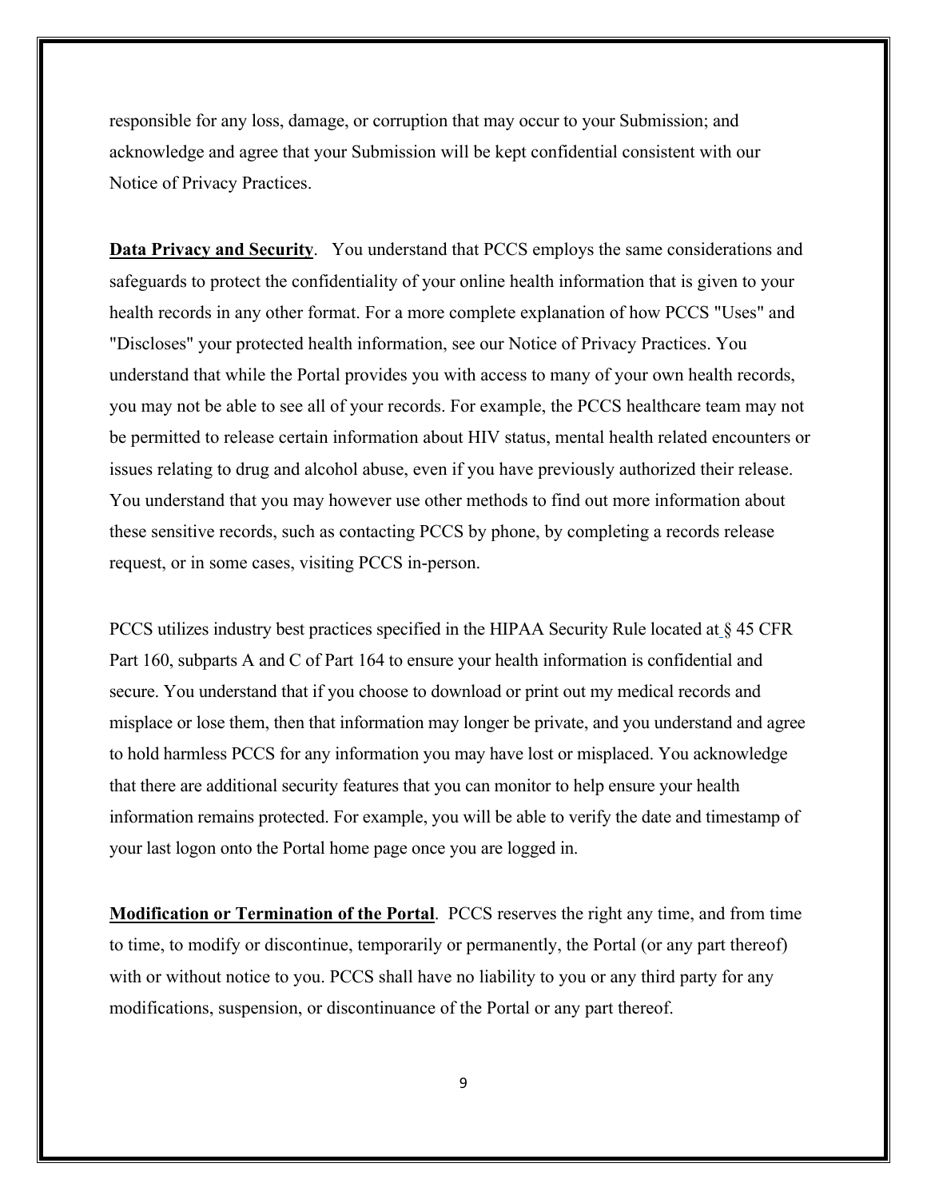responsible for any loss, damage, or corruption that may occur to your Submission; and acknowledge and agree that your Submission will be kept confidential consistent with our Notice of Privacy Practices.

**Data Privacy and Security**. You understand that PCCS employs the same considerations and safeguards to protect the confidentiality of your online health information that is given to your health records in any other format. For a more complete explanation of how PCCS "Uses" and "Discloses" your protected health information, see our Notice of Privacy Practices. You understand that while the Portal provides you with access to many of your own health records, you may not be able to see all of your records. For example, the PCCS healthcare team may not be permitted to release certain information about HIV status, mental health related encounters or issues relating to drug and alcohol abuse, even if you have previously authorized their release. You understand that you may however use other methods to find out more information about these sensitive records, such as contacting PCCS by phone, by completing a records release request, or in some cases, visiting PCCS in-person.

PCCS utilizes industry best practices specified in the HIPAA Security Rule located at § 45 CFR Part 160, subparts A and C of Part 164 to ensure your health information is confidential and secure. You understand that if you choose to download or print out my medical records and misplace or lose them, then that information may longer be private, and you understand and agree to hold harmless PCCS for any information you may have lost or misplaced. You acknowledge that there are additional security features that you can monitor to help ensure your health information remains protected. For example, you will be able to verify the date and timestamp of your last logon onto the Portal home page once you are logged in.

**Modification or Termination of the Portal**. PCCS reserves the right any time, and from time to time, to modify or discontinue, temporarily or permanently, the Portal (or any part thereof) with or without notice to you. PCCS shall have no liability to you or any third party for any modifications, suspension, or discontinuance of the Portal or any part thereof.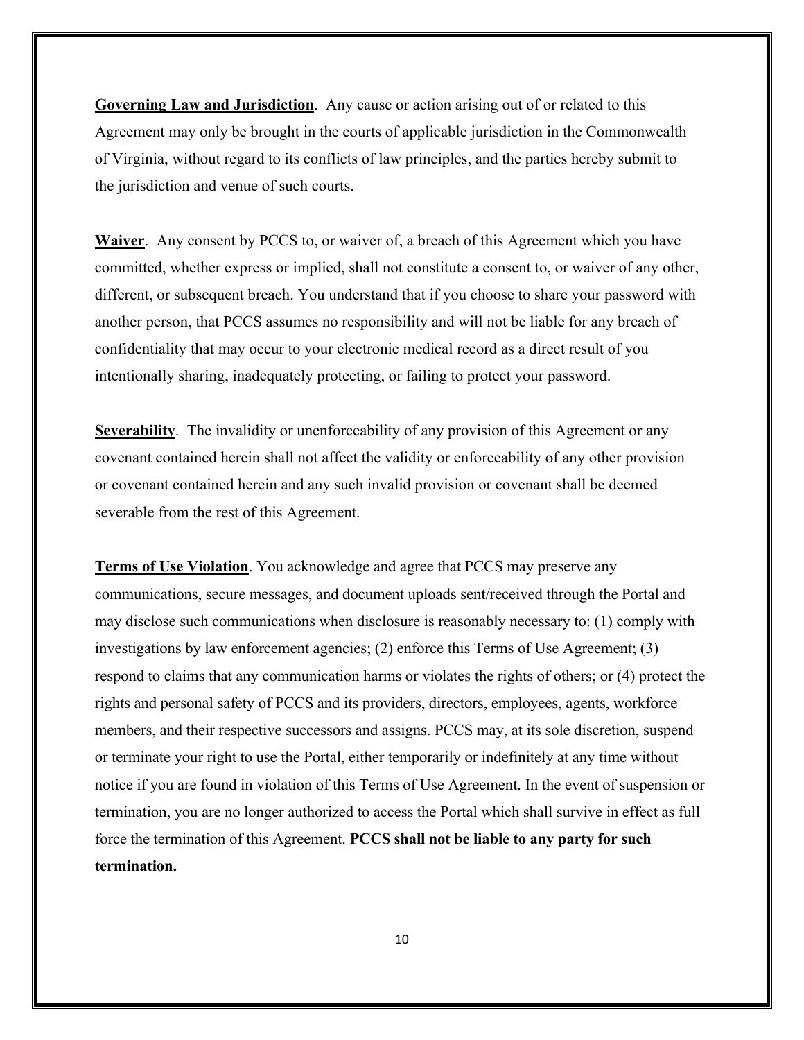**Governing Law and Jurisdiction**. Any cause or action arising out of or related to this Agreement may only be brought in the courts of applicable jurisdiction in the Commonwealth of Virginia, without regard to its conflicts of law principles, and the parties hereby submit to the jurisdiction and venue of such courts.

**Waiver**. Any consent by PCCS to, or waiver of, a breach of this Agreement which you have committed, whether express or implied, shall not constitute a consent to, or waiver of any other, different, or subsequent breach. You understand that if you choose to share your password with another person, that PCCS assumes no responsibility and will not be liable for any breach of confidentiality that may occur to your electronic medical record as a direct result of you intentionally sharing, inadequately protecting, or failing to protect your password.

**Severability**. The invalidity or unenforceability of any provision of this Agreement or any covenant contained herein shall not affect the validity or enforceability of any other provision or covenant contained herein and any such invalid provision or covenant shall be deemed severable from the rest of this Agreement.

**Terms of Use Violation**. You acknowledge and agree that PCCS may preserve any communications, secure messages, and document uploads sent/received through the Portal and may disclose such communications when disclosure is reasonably necessary to: (1) comply with investigations by law enforcement agencies; (2) enforce this Terms of Use Agreement; (3) respond to claims that any communication harms or violates the rights of others; or (4) protect the rights and personal safety of PCCS and its providers, directors, employees, agents, workforce members, and their respective successors and assigns. PCCS may, at its sole discretion, suspend or terminate your right to use the Portal, either temporarily or indefinitely at any time without notice if you are found in violation of this Terms of Use Agreement. In the event of suspension or termination, you are no longer authorized to access the Portal which shall survive in effect as full force the termination of this Agreement. **PCCS shall not be liable to any party for such termination.**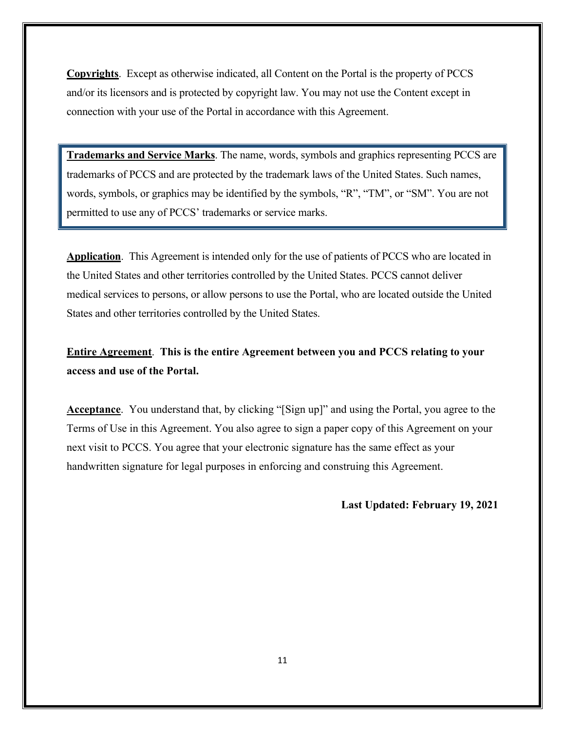**Copyrights**. Except as otherwise indicated, all Content on the Portal is the property of PCCS and/or its licensors and is protected by copyright law. You may not use the Content except in connection with your use of the Portal in accordance with this Agreement.

**Trademarks and Service Marks**. The name, words, symbols and graphics representing PCCS are trademarks of PCCS and are protected by the trademark laws of the United States. Such names, words, symbols, or graphics may be identified by the symbols, "R", "TM", or "SM". You are not permitted to use any of PCCS' trademarks or service marks.

**Application**. This Agreement is intended only for the use of patients of PCCS who are located in the United States and other territories controlled by the United States. PCCS cannot deliver medical services to persons, or allow persons to use the Portal, who are located outside the United States and other territories controlled by the United States.

**Entire Agreement**. **This is the entire Agreement between you and PCCS relating to your access and use of the Portal.**

**Acceptance**. You understand that, by clicking "[Sign up]" and using the Portal, you agree to the Terms of Use in this Agreement. You also agree to sign a paper copy of this Agreement on your next visit to PCCS. You agree that your electronic signature has the same effect as your handwritten signature for legal purposes in enforcing and construing this Agreement.

**Last Updated: February 19, 2021**